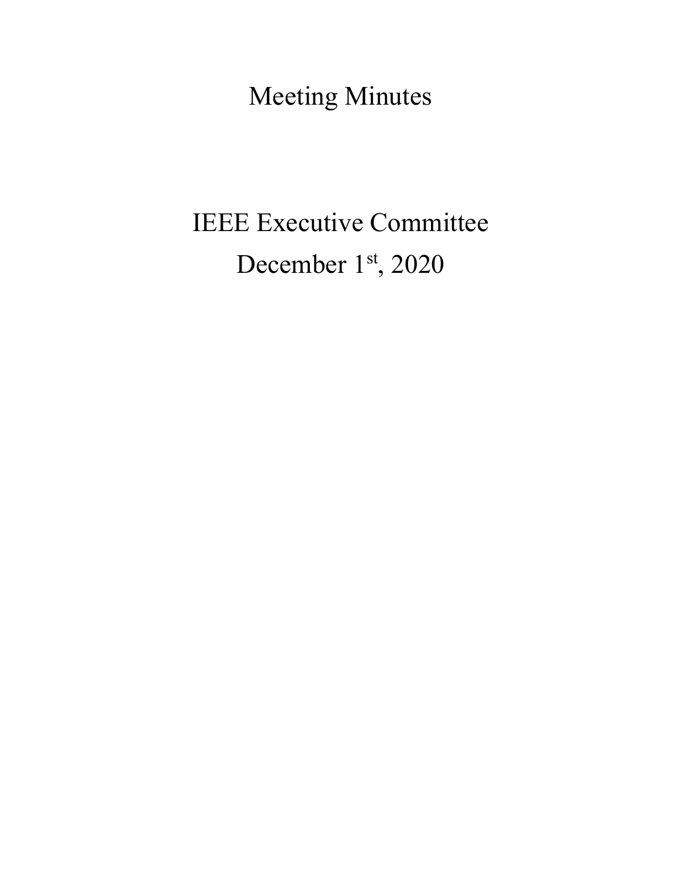# Meeting Minutes

## IEEE Executive Committee

## December 1st, 2020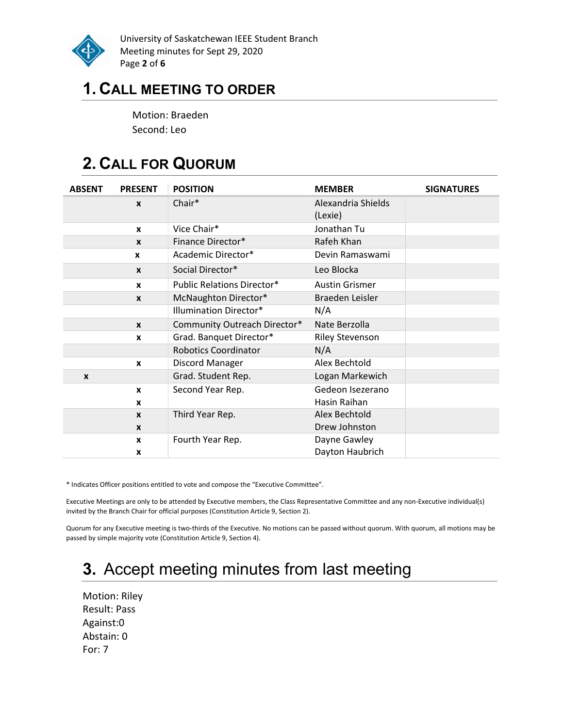# 1. CALL MEETING TO ORDER

Motion: Braeden
Second: Leo

# 2. CALL FOR QUORUM

| ABSENT | PRESENT | POSITION | MEMBER | SIGNATURES |
|---|---|---|---|---|
| | x | Chair* | Alexandria Shields (Lexie) | |
| | x | Vice Chair* | Jonathan Tu | |
| | x | Finance Director* | Rafeh Khan | |
| | x | Academic Director* | Devin Ramaswami | |
| | x | Social Director* | Leo Blocka | |
| | x | Public Relations Director* | Austin Grismer | |
| | x | McNaughton Director* | Braeden Leisler | |
| | | Illumination Director* | N/A | |
| | x | Community Outreach Director* | Nate Berzolla | |
| | x | Grad. Banquet Director* | Riley Stevenson | |
| | | Robotics Coordinator | N/A | |
| | x | Discord Manager | Alex Bechtold | |
| x | | Grad. Student Rep. | Logan Markewich | |
| | x | Second Year Rep. | Gedeon Isezerano | |
| | x | | Hasin Raihan | |
| | x | Third Year Rep. | Alex Bechtold | |
| | x | | Drew Johnston | |
| | x | Fourth Year Rep. | Dayne Gawley | |
| | x | | Dayton Haubrich | |

* Indicates Officer positions entitled to vote and compose the "Executive Committee".

Executive Meetings are only to be attended by Executive members, the Class Representative Committee and any non-Executive individual(s) invited by the Branch Chair for official purposes (Constitution Article 9, Section 2).

Quorum for any Executive meeting is two-thirds of the Executive. No motions can be passed without quorum. With quorum, all motions may be passed by simple majority vote (Constitution Article 9, Section 4).

# 3. Accept meeting minutes from last meeting

Motion: Riley
Result: Pass
Against:0
Abstain: 0
For: 7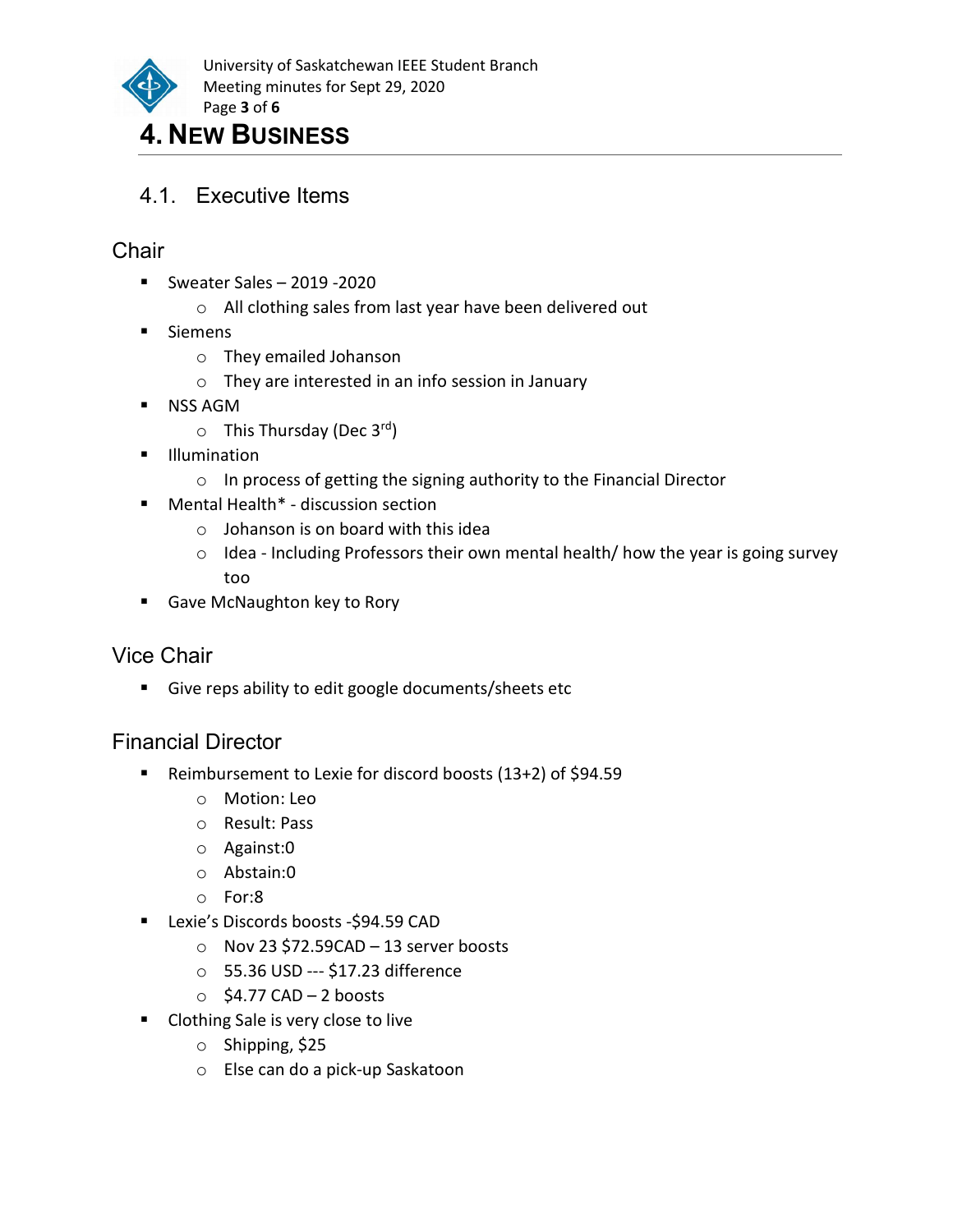# 4. New Business

## 4.1. Executive Items

### Chair

- Sweater Sales – 2019 -2020
  - All clothing sales from last year have been delivered out
- Siemens
  - They emailed Johanson
  - They are interested in an info session in January
- NSS AGM
  - This Thursday (Dec 3rd)
- Illumination
  - In process of getting the signing authority to the Financial Director
- Mental Health* - discussion section
  - Johanson is on board with this idea
  - Idea - Including Professors their own mental health/ how the year is going survey too
- Gave McNaughton key to Rory

### Vice Chair

- Give reps ability to edit google documents/sheets etc

### Financial Director

- Reimbursement to Lexie for discord boosts (13+2) of $94.59
  - Motion: Leo
  - Result: Pass
  - Against:0
  - Abstain:0
  - For:8
- Lexie's Discords boosts -$94.59 CAD
  - Nov 23 $72.59CAD – 13 server boosts
  - 55.36 USD --- $17.23 difference
  - $4.77 CAD – 2 boosts
- Clothing Sale is very close to live
  - Shipping, $25
  - Else can do a pick-up Saskatoon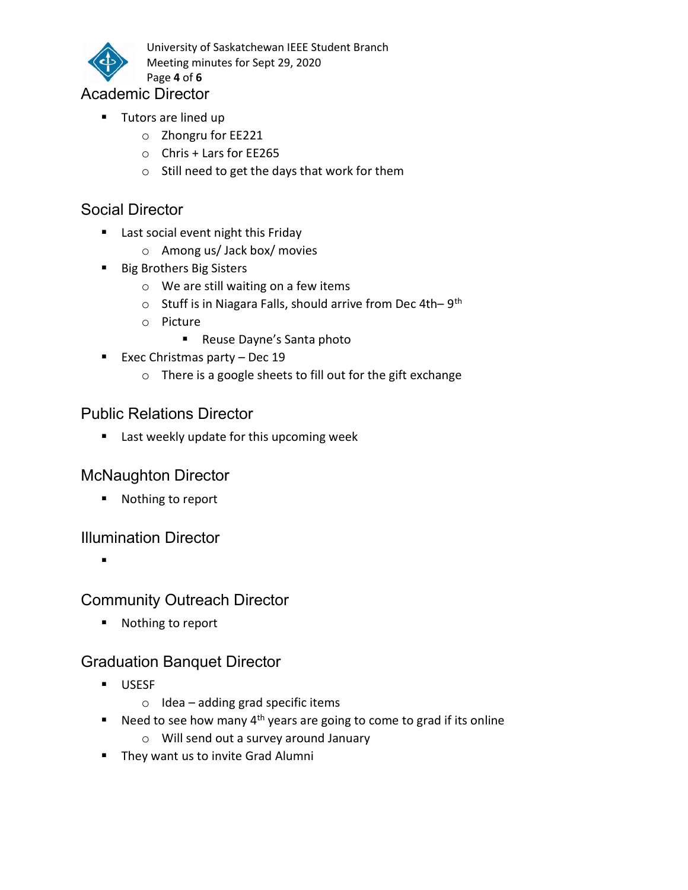## Academic Director

- Tutors are lined up
  - Zhongru for EE221
  - Chris + Lars for EE265
  - Still need to get the days that work for them

## Social Director

- Last social event night this Friday
  - Among us/ Jack box/ movies
- Big Brothers Big Sisters
  - We are still waiting on a few items
  - Stuff is in Niagara Falls, should arrive from Dec 4th– 9th
  - Picture
    - Reuse Dayne's Santa photo
- Exec Christmas party – Dec 19
  - There is a google sheets to fill out for the gift exchange

## Public Relations Director

- Last weekly update for this upcoming week

## McNaughton Director

- Nothing to report

## Illumination Director

-

## Community Outreach Director

- Nothing to report

## Graduation Banquet Director

- USESF
  - Idea – adding grad specific items
- Need to see how many 4th years are going to come to grad if its online
  - Will send out a survey around January
- They want us to invite Grad Alumni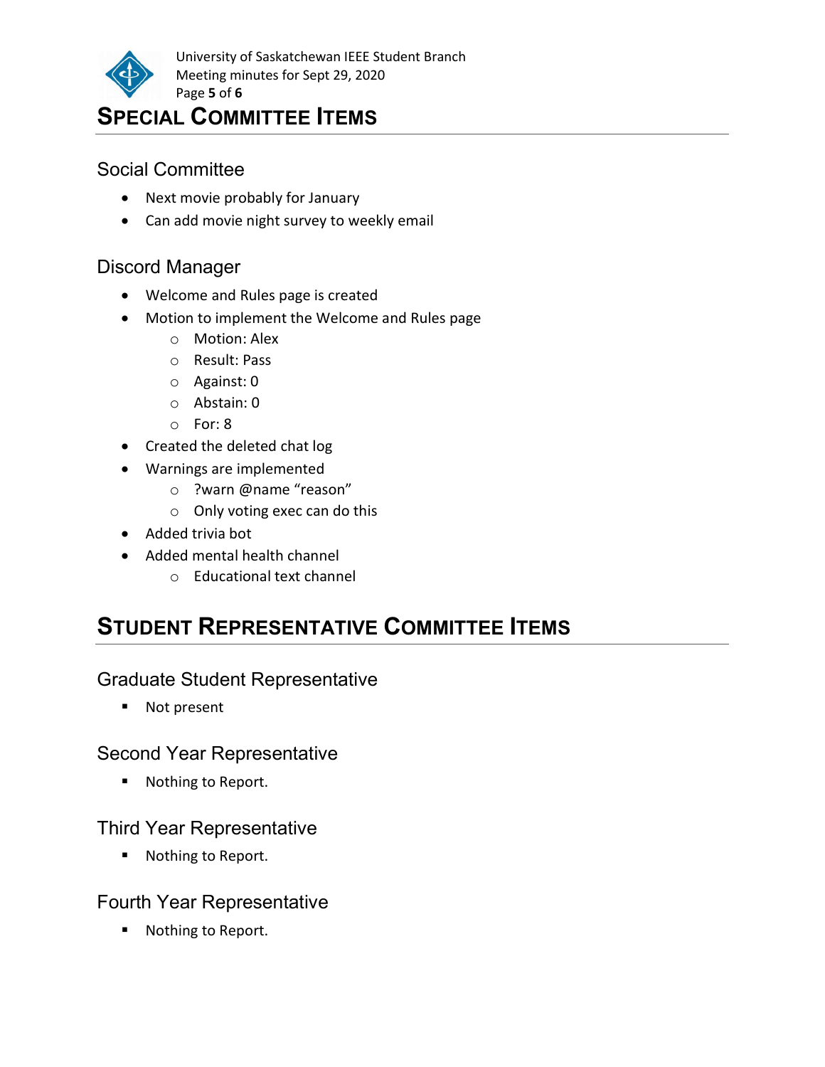# Special Committee Items

## Social Committee

- Next movie probably for January
- Can add movie night survey to weekly email

## Discord Manager

- Welcome and Rules page is created
- Motion to implement the Welcome and Rules page
    - Motion: Alex
    - Result: Pass
    - Against: 0
    - Abstain: 0
    - For: 8
- Created the deleted chat log
- Warnings are implemented
    - ?warn @name "reason"
    - Only voting exec can do this
- Added trivia bot
- Added mental health channel
    - Educational text channel

# Student Representative Committee Items

## Graduate Student Representative

- Not present

## Second Year Representative

- Nothing to Report.

## Third Year Representative

- Nothing to Report.

## Fourth Year Representative

- Nothing to Report.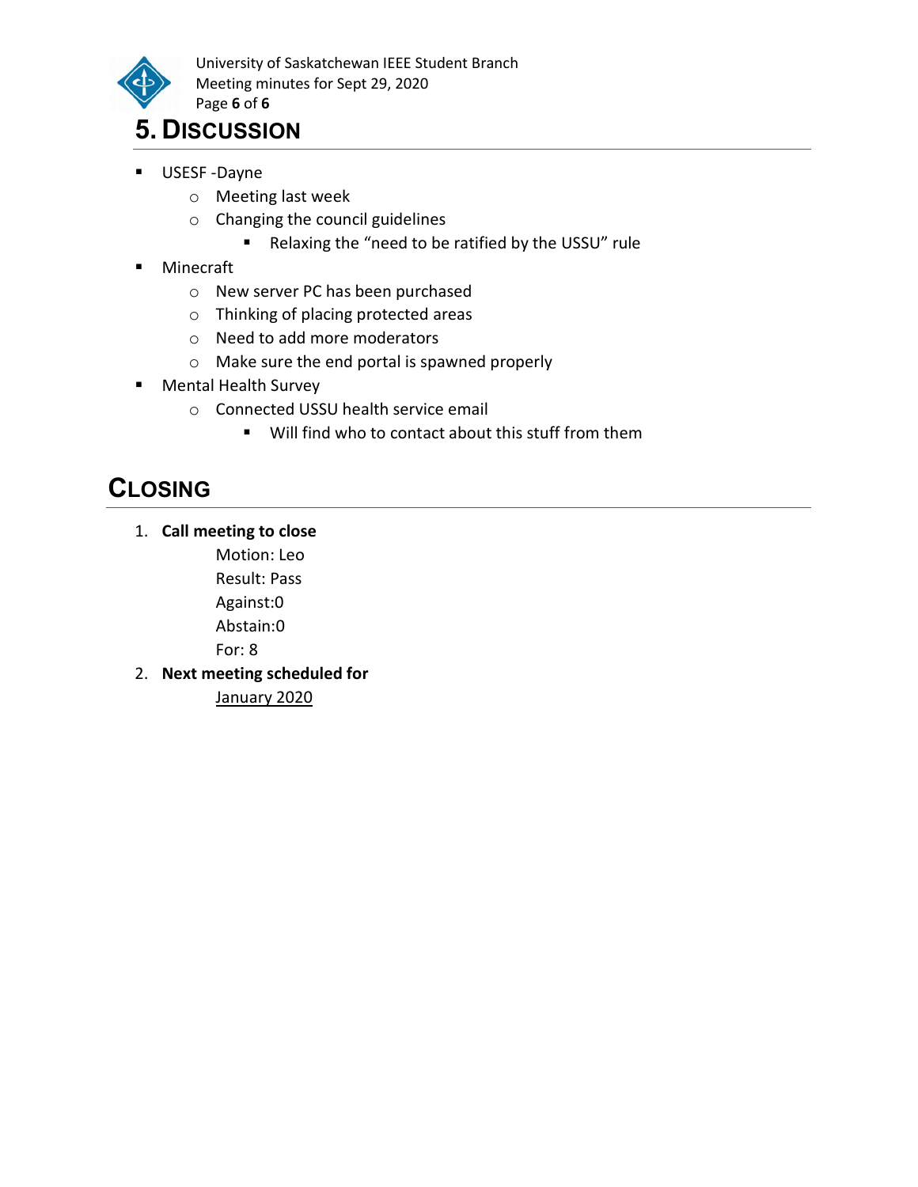## 5. Discussion

- USESF -Dayne
  - Meeting last week
  - Changing the council guidelines
    - Relaxing the “need to be ratified by the USSU” rule
- Minecraft
  - New server PC has been purchased
  - Thinking of placing protected areas
  - Need to add more moderators
  - Make sure the end portal is spawned properly
- Mental Health Survey
  - Connected USSU health service email
    - Will find who to contact about this stuff from them

## Closing

1. **Call meeting to close**

   Motion: Leo
   Result: Pass
   Against:0
   Abstain:0
   For: 8

2. **Next meeting scheduled for**

   January 2020